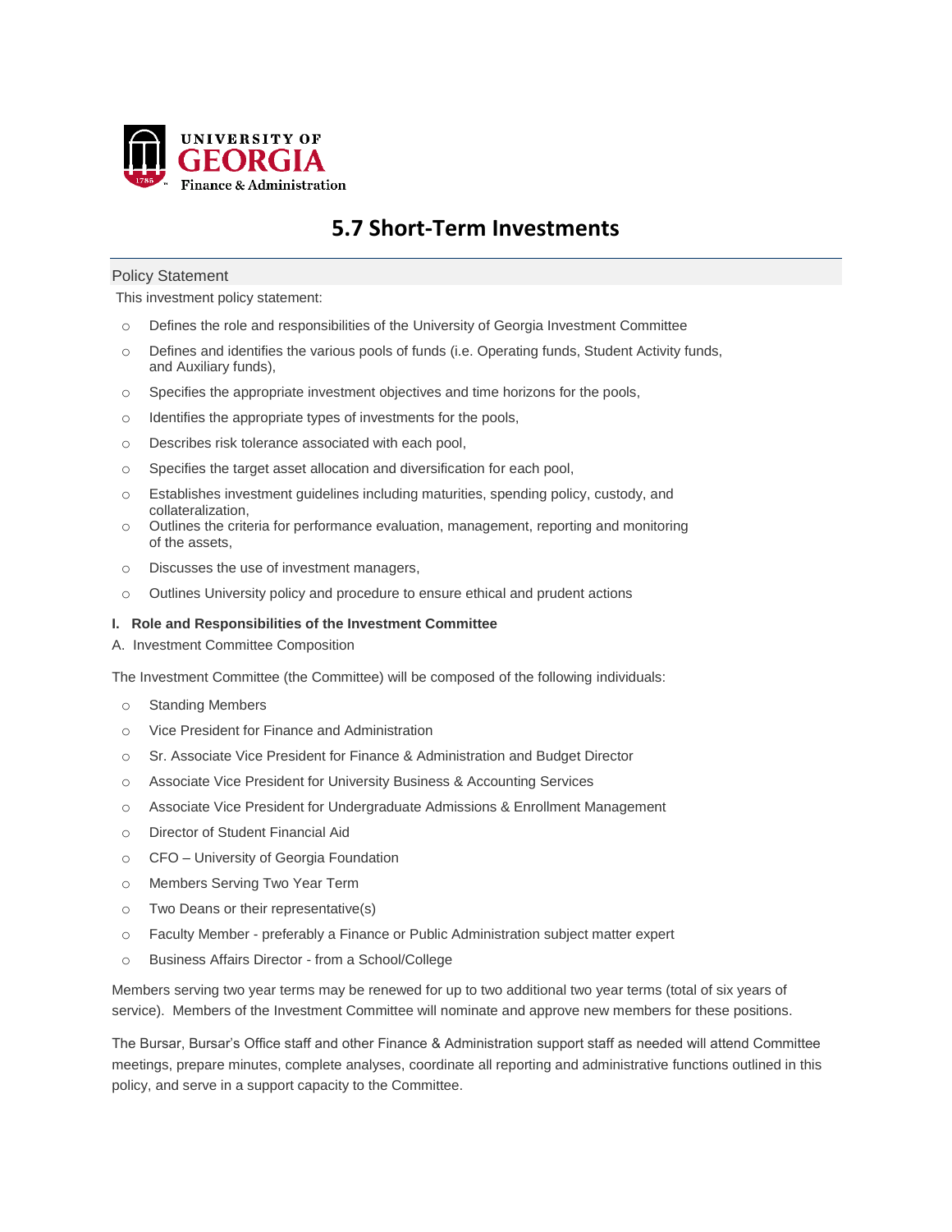UNIVERSITY OF GEORGIA
Finance & Administration

# 5.7 Short-Term Investments

## Policy Statement

This investment policy statement:

- Defines the role and responsibilities of the University of Georgia Investment Committee
- Defines and identifies the various pools of funds (i.e. Operating funds, Student Activity funds, and Auxiliary funds),
- Specifies the appropriate investment objectives and time horizons for the pools,
- Identifies the appropriate types of investments for the pools,
- Describes risk tolerance associated with each pool,
- Specifies the target asset allocation and diversification for each pool,
- Establishes investment guidelines including maturities, spending policy, custody, and collateralization,
- Outlines the criteria for performance evaluation, management, reporting and monitoring of the assets,
- Discusses the use of investment managers,
- Outlines University policy and procedure to ensure ethical and prudent actions

**I. Role and Responsibilities of the Investment Committee**

A. Investment Committee Composition

The Investment Committee (the Committee) will be composed of the following individuals:

- Standing Members
- Vice President for Finance and Administration
- Sr. Associate Vice President for Finance & Administration and Budget Director
- Associate Vice President for University Business & Accounting Services
- Associate Vice President for Undergraduate Admissions & Enrollment Management
- Director of Student Financial Aid
- CFO – University of Georgia Foundation
- Members Serving Two Year Term
- Two Deans or their representative(s)
- Faculty Member - preferably a Finance or Public Administration subject matter expert
- Business Affairs Director - from a School/College

Members serving two year terms may be renewed for up to two additional two year terms (total of six years of service). Members of the Investment Committee will nominate and approve new members for these positions.

The Bursar, Bursar's Office staff and other Finance & Administration support staff as needed will attend Committee meetings, prepare minutes, complete analyses, coordinate all reporting and administrative functions outlined in this policy, and serve in a support capacity to the Committee.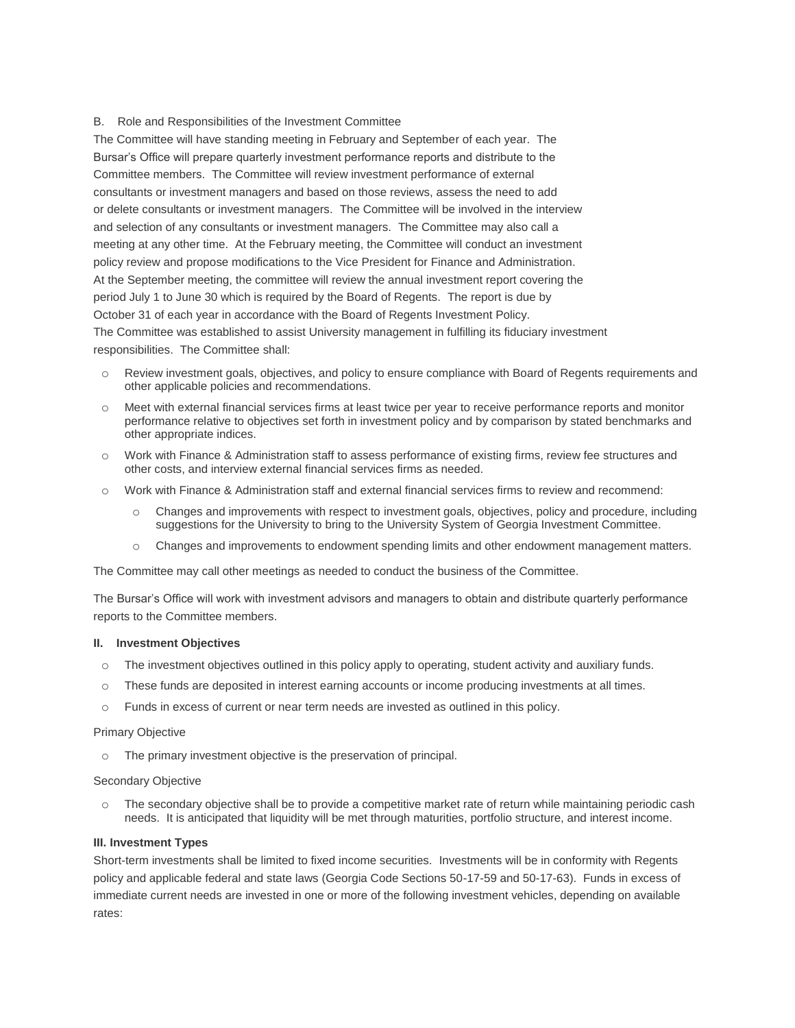B. Role and Responsibilities of the Investment Committee

The Committee will have standing meeting in February and September of each year. The Bursar's Office will prepare quarterly investment performance reports and distribute to the Committee members. The Committee will review investment performance of external consultants or investment managers and based on those reviews, assess the need to add or delete consultants or investment managers. The Committee will be involved in the interview and selection of any consultants or investment managers. The Committee may also call a meeting at any other time. At the February meeting, the Committee will conduct an investment policy review and propose modifications to the Vice President for Finance and Administration. At the September meeting, the committee will review the annual investment report covering the period July 1 to June 30 which is required by the Board of Regents. The report is due by October 31 of each year in accordance with the Board of Regents Investment Policy.
The Committee was established to assist University management in fulfilling its fiduciary investment responsibilities. The Committee shall:

- Review investment goals, objectives, and policy to ensure compliance with Board of Regents requirements and other applicable policies and recommendations.
- Meet with external financial services firms at least twice per year to receive performance reports and monitor performance relative to objectives set forth in investment policy and by comparison by stated benchmarks and other appropriate indices.
- Work with Finance & Administration staff to assess performance of existing firms, review fee structures and other costs, and interview external financial services firms as needed.
- Work with Finance & Administration staff and external financial services firms to review and recommend:
  - Changes and improvements with respect to investment goals, objectives, policy and procedure, including suggestions for the University to bring to the University System of Georgia Investment Committee.
  - Changes and improvements to endowment spending limits and other endowment management matters.

The Committee may call other meetings as needed to conduct the business of the Committee.

The Bursar's Office will work with investment advisors and managers to obtain and distribute quarterly performance reports to the Committee members.

## II. Investment Objectives

- The investment objectives outlined in this policy apply to operating, student activity and auxiliary funds.
- These funds are deposited in interest earning accounts or income producing investments at all times.
- Funds in excess of current or near term needs are invested as outlined in this policy.

Primary Objective

- The primary investment objective is the preservation of principal.

Secondary Objective

- The secondary objective shall be to provide a competitive market rate of return while maintaining periodic cash needs. It is anticipated that liquidity will be met through maturities, portfolio structure, and interest income.

## III. Investment Types

Short-term investments shall be limited to fixed income securities. Investments will be in conformity with Regents policy and applicable federal and state laws (Georgia Code Sections 50-17-59 and 50-17-63). Funds in excess of immediate current needs are invested in one or more of the following investment vehicles, depending on available rates: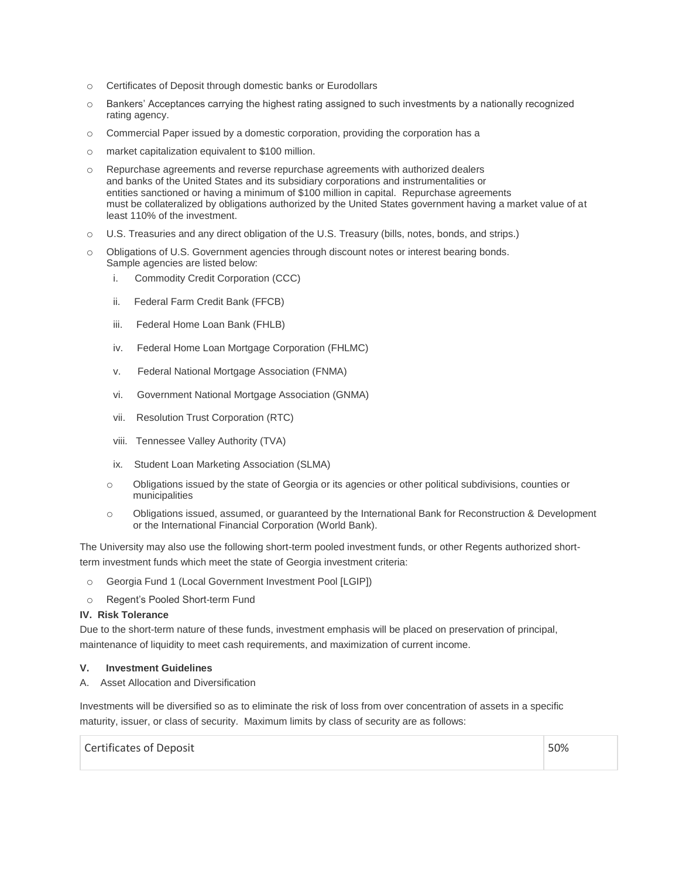- Certificates of Deposit through domestic banks or Eurodollars
- Bankers' Acceptances carrying the highest rating assigned to such investments by a nationally recognized rating agency.
- Commercial Paper issued by a domestic corporation, providing the corporation has a
- market capitalization equivalent to $100 million.
- Repurchase agreements and reverse repurchase agreements with authorized dealers and banks of the United States and its subsidiary corporations and instrumentalities or entities sanctioned or having a minimum of $100 million in capital. Repurchase agreements must be collateralized by obligations authorized by the United States government having a market value of at least 110% of the investment.
- U.S. Treasuries and any direct obligation of the U.S. Treasury (bills, notes, bonds, and strips.)
- Obligations of U.S. Government agencies through discount notes or interest bearing bonds. Sample agencies are listed below:
    - i. Commodity Credit Corporation (CCC)
    - ii. Federal Farm Credit Bank (FFCB)
    - iii. Federal Home Loan Bank (FHLB)
    - iv. Federal Home Loan Mortgage Corporation (FHLMC)
    - v. Federal National Mortgage Association (FNMA)
    - vi. Government National Mortgage Association (GNMA)
    - vii. Resolution Trust Corporation (RTC)
    - viii. Tennessee Valley Authority (TVA)
    - ix. Student Loan Marketing Association (SLMA)
    - Obligations issued by the state of Georgia or its agencies or other political subdivisions, counties or municipalities
    - Obligations issued, assumed, or guaranteed by the International Bank for Reconstruction & Development or the International Financial Corporation (World Bank).

The University may also use the following short-term pooled investment funds, or other Regents authorized short-term investment funds which meet the state of Georgia investment criteria:

- Georgia Fund 1 (Local Government Investment Pool [LGIP])
- Regent's Pooled Short-term Fund

**IV. Risk Tolerance**

Due to the short-term nature of these funds, investment emphasis will be placed on preservation of principal, maintenance of liquidity to meet cash requirements, and maximization of current income.

**V. Investment Guidelines**

A. Asset Allocation and Diversification

Investments will be diversified so as to eliminate the risk of loss from over concentration of assets in a specific maturity, issuer, or class of security. Maximum limits by class of security are as follows:

| Certificates of Deposit | 50% |
|---|---|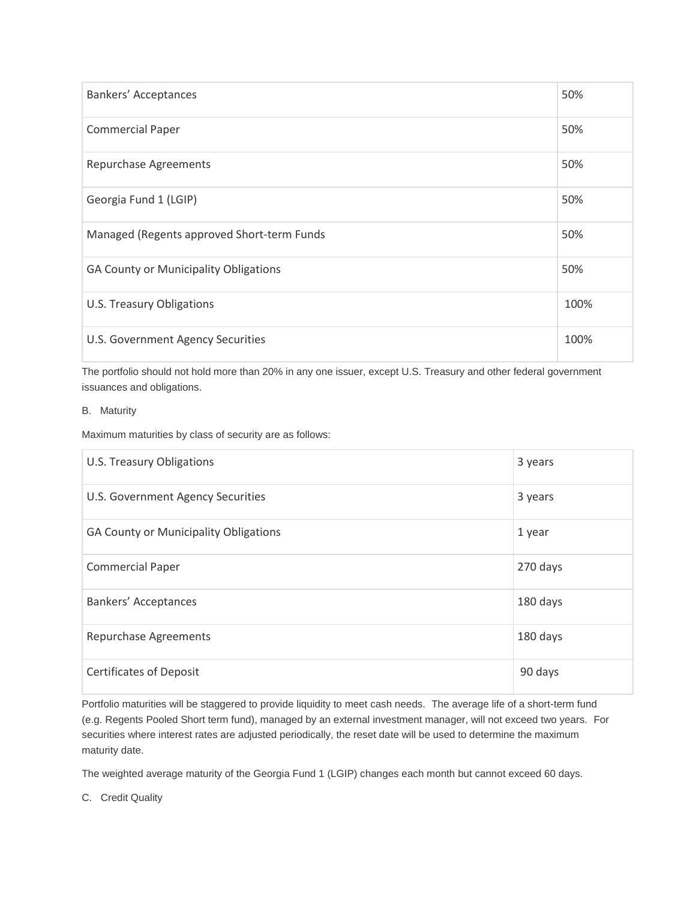| | |
|---|---|
| Bankers' Acceptances | 50% |
| Commercial Paper | 50% |
| Repurchase Agreements | 50% |
| Georgia Fund 1 (LGIP) | 50% |
| Managed (Regents approved Short-term Funds | 50% |
| GA County or Municipality Obligations | 50% |
| U.S. Treasury Obligations | 100% |
| U.S. Government Agency Securities | 100% |

The portfolio should not hold more than 20% in any one issuer, except U.S. Treasury and other federal government issuances and obligations.

B. Maturity

Maximum maturities by class of security are as follows:

| | |
|---|---|
| U.S. Treasury Obligations | 3 years |
| U.S. Government Agency Securities | 3 years |
| GA County or Municipality Obligations | 1 year |
| Commercial Paper | 270 days |
| Bankers' Acceptances | 180 days |
| Repurchase Agreements | 180 days |
| Certificates of Deposit | 90 days |

Portfolio maturities will be staggered to provide liquidity to meet cash needs. The average life of a short-term fund (e.g. Regents Pooled Short term fund), managed by an external investment manager, will not exceed two years. For securities where interest rates are adjusted periodically, the reset date will be used to determine the maximum maturity date.

The weighted average maturity of the Georgia Fund 1 (LGIP) changes each month but cannot exceed 60 days.

C. Credit Quality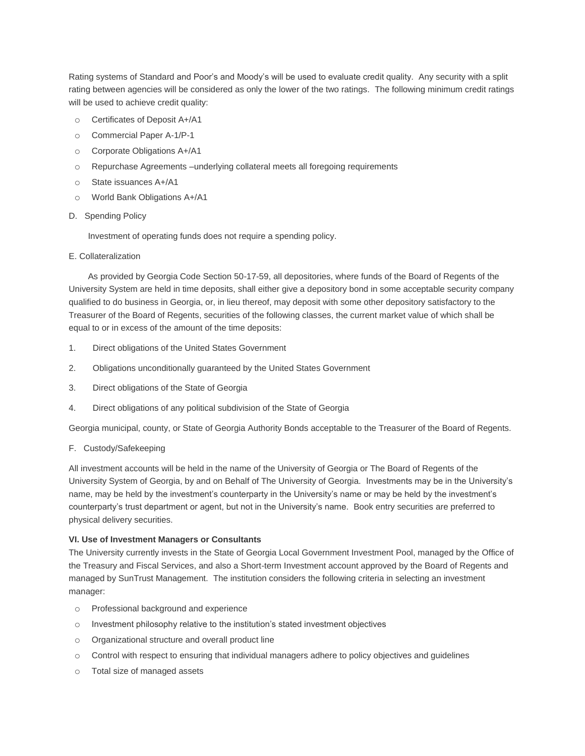Rating systems of Standard and Poor's and Moody's will be used to evaluate credit quality. Any security with a split rating between agencies will be considered as only the lower of the two ratings. The following minimum credit ratings will be used to achieve credit quality:

- Certificates of Deposit A+/A1
- Commercial Paper A-1/P-1
- Corporate Obligations A+/A1
- Repurchase Agreements –underlying collateral meets all foregoing requirements
- State issuances A+/A1
- World Bank Obligations A+/A1

D. Spending Policy

Investment of operating funds does not require a spending policy.

E. Collateralization

As provided by Georgia Code Section 50-17-59, all depositories, where funds of the Board of Regents of the University System are held in time deposits, shall either give a depository bond in some acceptable security company qualified to do business in Georgia, or, in lieu thereof, may deposit with some other depository satisfactory to the Treasurer of the Board of Regents, securities of the following classes, the current market value of which shall be equal to or in excess of the amount of the time deposits:

1. Direct obligations of the United States Government
2. Obligations unconditionally guaranteed by the United States Government
3. Direct obligations of the State of Georgia
4. Direct obligations of any political subdivision of the State of Georgia

Georgia municipal, county, or State of Georgia Authority Bonds acceptable to the Treasurer of the Board of Regents.

F. Custody/Safekeeping

All investment accounts will be held in the name of the University of Georgia or The Board of Regents of the University System of Georgia, by and on Behalf of The University of Georgia. Investments may be in the University's name, may be held by the investment's counterparty in the University's name or may be held by the investment's counterparty's trust department or agent, but not in the University's name. Book entry securities are preferred to physical delivery securities.

**VI. Use of Investment Managers or Consultants**

The University currently invests in the State of Georgia Local Government Investment Pool, managed by the Office of the Treasury and Fiscal Services, and also a Short-term Investment account approved by the Board of Regents and managed by SunTrust Management. The institution considers the following criteria in selecting an investment manager:

- Professional background and experience
- Investment philosophy relative to the institution's stated investment objectives
- Organizational structure and overall product line
- Control with respect to ensuring that individual managers adhere to policy objectives and guidelines
- Total size of managed assets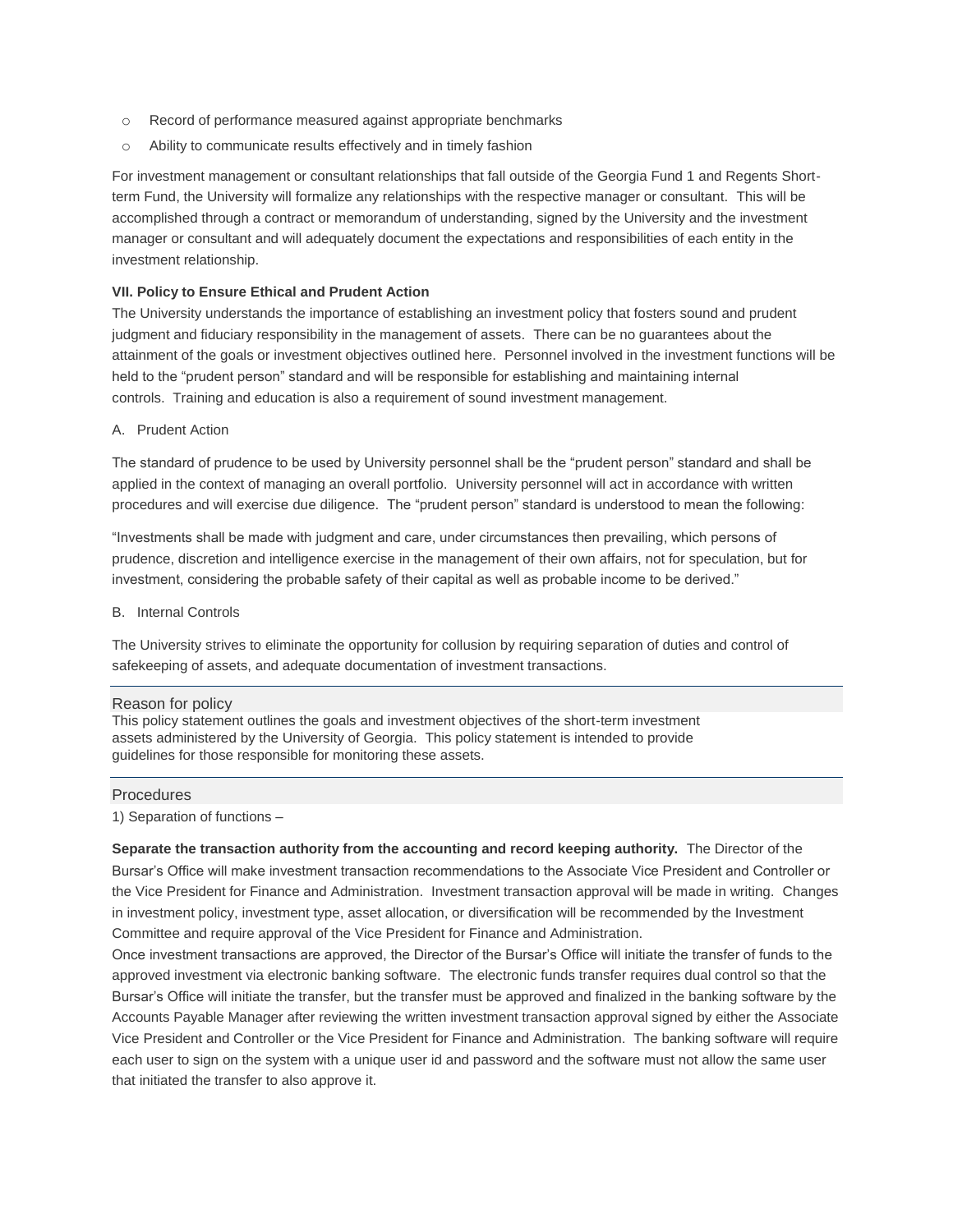- Record of performance measured against appropriate benchmarks
- Ability to communicate results effectively and in timely fashion

For investment management or consultant relationships that fall outside of the Georgia Fund 1 and Regents Short-term Fund, the University will formalize any relationships with the respective manager or consultant. This will be accomplished through a contract or memorandum of understanding, signed by the University and the investment manager or consultant and will adequately document the expectations and responsibilities of each entity in the investment relationship.

**VII. Policy to Ensure Ethical and Prudent Action**

The University understands the importance of establishing an investment policy that fosters sound and prudent judgment and fiduciary responsibility in the management of assets. There can be no guarantees about the attainment of the goals or investment objectives outlined here. Personnel involved in the investment functions will be held to the "prudent person" standard and will be responsible for establishing and maintaining internal controls. Training and education is also a requirement of sound investment management.

A. Prudent Action

The standard of prudence to be used by University personnel shall be the "prudent person" standard and shall be applied in the context of managing an overall portfolio. University personnel will act in accordance with written procedures and will exercise due diligence. The "prudent person" standard is understood to mean the following:

"Investments shall be made with judgment and care, under circumstances then prevailing, which persons of prudence, discretion and intelligence exercise in the management of their own affairs, not for speculation, but for investment, considering the probable safety of their capital as well as probable income to be derived."

B. Internal Controls

The University strives to eliminate the opportunity for collusion by requiring separation of duties and control of safekeeping of assets, and adequate documentation of investment transactions.

## Reason for policy

This policy statement outlines the goals and investment objectives of the short-term investment assets administered by the University of Georgia. This policy statement is intended to provide guidelines for those responsible for monitoring these assets.

## Procedures

1) Separation of functions –

**Separate the transaction authority from the accounting and record keeping authority.** The Director of the Bursar's Office will make investment transaction recommendations to the Associate Vice President and Controller or the Vice President for Finance and Administration. Investment transaction approval will be made in writing. Changes in investment policy, investment type, asset allocation, or diversification will be recommended by the Investment Committee and require approval of the Vice President for Finance and Administration.

Once investment transactions are approved, the Director of the Bursar's Office will initiate the transfer of funds to the approved investment via electronic banking software. The electronic funds transfer requires dual control so that the Bursar's Office will initiate the transfer, but the transfer must be approved and finalized in the banking software by the Accounts Payable Manager after reviewing the written investment transaction approval signed by either the Associate Vice President and Controller or the Vice President for Finance and Administration. The banking software will require each user to sign on the system with a unique user id and password and the software must not allow the same user that initiated the transfer to also approve it.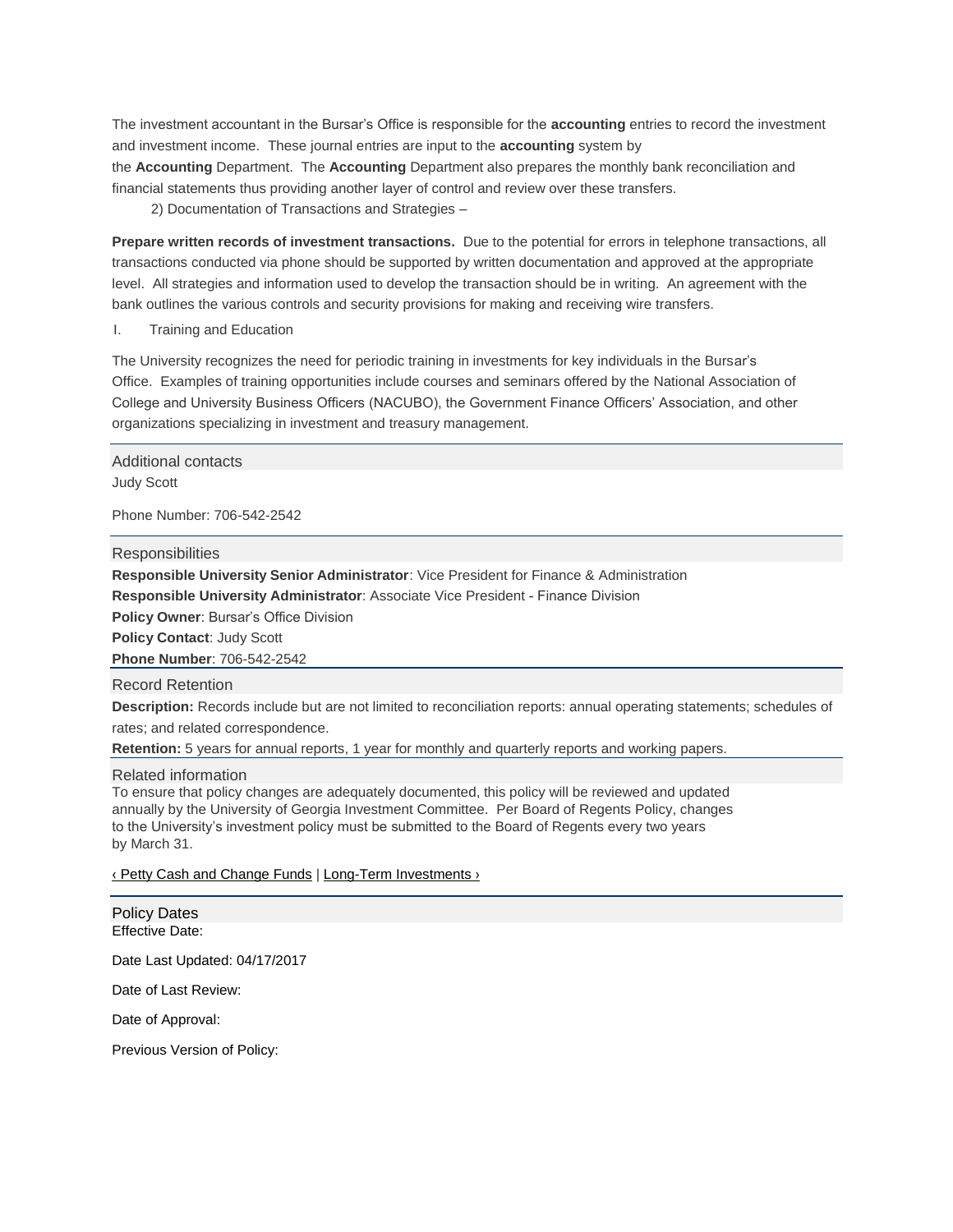The investment accountant in the Bursar's Office is responsible for the **accounting** entries to record the investment and investment income. These journal entries are input to the **accounting** system by the **Accounting** Department. The **Accounting** Department also prepares the monthly bank reconciliation and financial statements thus providing another layer of control and review over these transfers.

2) Documentation of Transactions and Strategies –

**Prepare written records of investment transactions.** Due to the potential for errors in telephone transactions, all transactions conducted via phone should be supported by written documentation and approved at the appropriate level. All strategies and information used to develop the transaction should be in writing. An agreement with the bank outlines the various controls and security provisions for making and receiving wire transfers.

I. Training and Education

The University recognizes the need for periodic training in investments for key individuals in the Bursar's Office. Examples of training opportunities include courses and seminars offered by the National Association of College and University Business Officers (NACUBO), the Government Finance Officers' Association, and other organizations specializing in investment and treasury management.

## Additional contacts

Judy Scott

Phone Number: 706-542-2542

## Responsibilities

**Responsible University Senior Administrator**: Vice President for Finance & Administration

**Responsible University Administrator**: Associate Vice President - Finance Division

**Policy Owner**: Bursar's Office Division

**Policy Contact**: Judy Scott

**Phone Number**: 706-542-2542

## Record Retention

**Description:** Records include but are not limited to reconciliation reports: annual operating statements; schedules of rates; and related correspondence.

**Retention:** 5 years for annual reports, 1 year for monthly and quarterly reports and working papers.

## Related information

To ensure that policy changes are adequately documented, this policy will be reviewed and updated annually by the University of Georgia Investment Committee. Per Board of Regents Policy, changes to the University's investment policy must be submitted to the Board of Regents every two years by March 31.

‹ Petty Cash and Change Funds | Long-Term Investments ›

## Policy Dates

Effective Date:

Date Last Updated: 04/17/2017

Date of Last Review:

Date of Approval:

Previous Version of Policy: